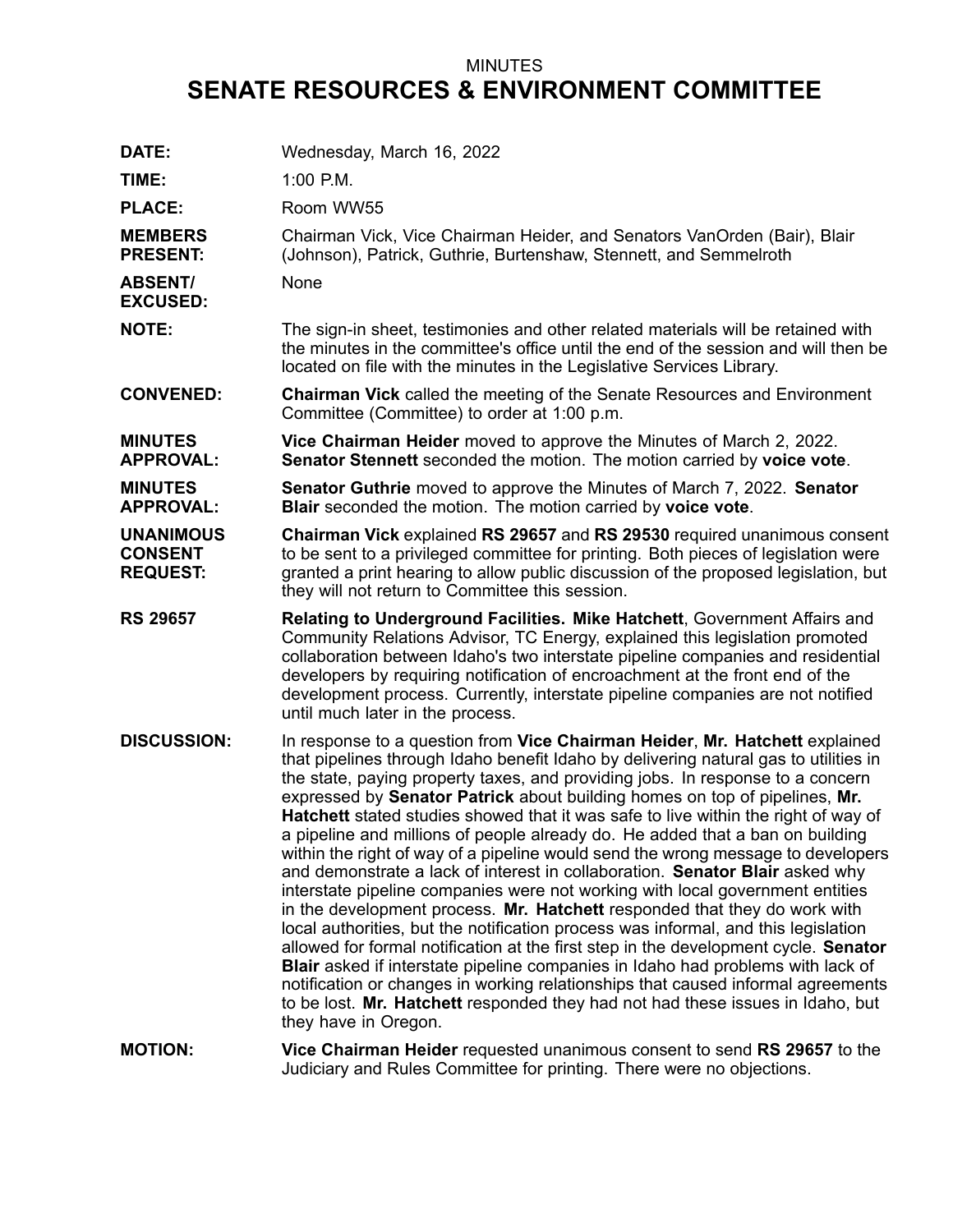MINUTES

# SENATE RESOURCES & ENVIRONMENT COMMITTEE

**DATE:** Wednesday, March 16, 2022

**TIME:** 1:00 P.M.

**PLACE:** Room WW55

**MEMBERS PRESENT:** Chairman Vick, Vice Chairman Heider, and Senators VanOrden (Bair), Blair (Johnson), Patrick, Guthrie, Burtenshaw, Stennett, and Semmelroth

**ABSENT/ EXCUSED:** None

**NOTE:** The sign-in sheet, testimonies and other related materials will be retained with the minutes in the committee's office until the end of the session and will then be located on file with the minutes in the Legislative Services Library.

**CONVENED:** **Chairman Vick** called the meeting of the Senate Resources and Environment Committee (Committee) to order at 1:00 p.m.

**MINUTES APPROVAL:** **Vice Chairman Heider** moved to approve the Minutes of March 2, 2022. **Senator Stennett** seconded the motion. The motion carried by **voice vote**.

**MINUTES APPROVAL:** **Senator Guthrie** moved to approve the Minutes of March 7, 2022. **Senator Blair** seconded the motion. The motion carried by **voice vote**.

**UNANIMOUS CONSENT REQUEST:** **Chairman Vick** explained **RS 29657** and **RS 29530** required unanimous consent to be sent to a privileged committee for printing. Both pieces of legislation were granted a print hearing to allow public discussion of the proposed legislation, but they will not return to Committee this session.

**RS 29657** **Relating to Underground Facilities. Mike Hatchett**, Government Affairs and Community Relations Advisor, TC Energy, explained this legislation promoted collaboration between Idaho's two interstate pipeline companies and residential developers by requiring notification of encroachment at the front end of the development process. Currently, interstate pipeline companies are not notified until much later in the process.

**DISCUSSION:** In response to a question from **Vice Chairman Heider**, **Mr. Hatchett** explained that pipelines through Idaho benefit Idaho by delivering natural gas to utilities in the state, paying property taxes, and providing jobs. In response to a concern expressed by **Senator Patrick** about building homes on top of pipelines, **Mr. Hatchett** stated studies showed that it was safe to live within the right of way of a pipeline and millions of people already do. He added that a ban on building within the right of way of a pipeline would send the wrong message to developers and demonstrate a lack of interest in collaboration. **Senator Blair** asked why interstate pipeline companies were not working with local government entities in the development process. **Mr. Hatchett** responded that they do work with local authorities, but the notification process was informal, and this legislation allowed for formal notification at the first step in the development cycle. **Senator Blair** asked if interstate pipeline companies in Idaho had problems with lack of notification or changes in working relationships that caused informal agreements to be lost. **Mr. Hatchett** responded they had not had these issues in Idaho, but they have in Oregon.

**MOTION:** **Vice Chairman Heider** requested unanimous consent to send **RS 29657** to the Judiciary and Rules Committee for printing. There were no objections.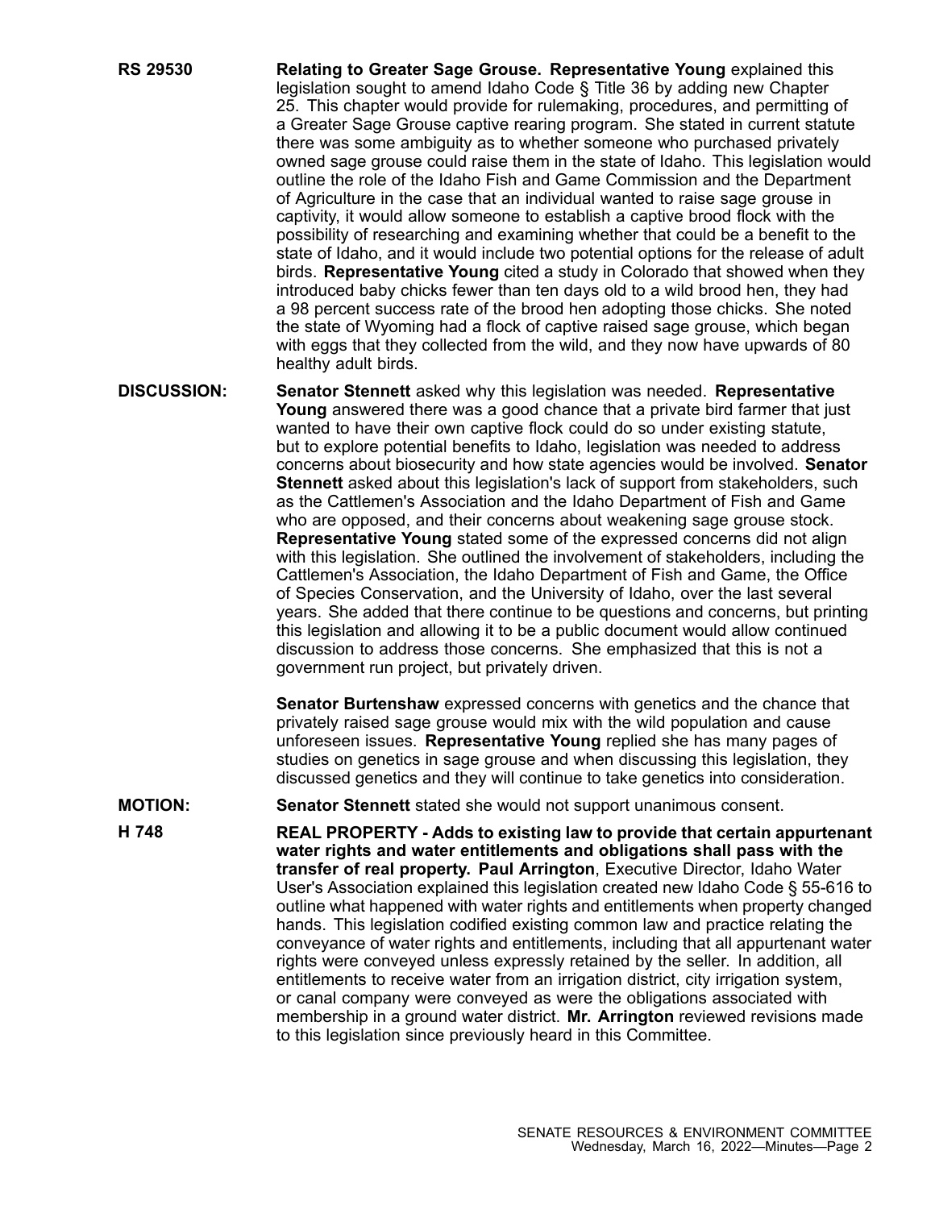**RS 29530** **Relating to Greater Sage Grouse. Representative Young** explained this legislation sought to amend Idaho Code § Title 36 by adding new Chapter 25. This chapter would provide for rulemaking, procedures, and permitting of a Greater Sage Grouse captive rearing program. She stated in current statute there was some ambiguity as to whether someone who purchased privately owned sage grouse could raise them in the state of Idaho. This legislation would outline the role of the Idaho Fish and Game Commission and the Department of Agriculture in the case that an individual wanted to raise sage grouse in captivity, it would allow someone to establish a captive brood flock with the possibility of researching and examining whether that could be a benefit to the state of Idaho, and it would include two potential options for the release of adult birds. **Representative Young** cited a study in Colorado that showed when they introduced baby chicks fewer than ten days old to a wild brood hen, they had a 98 percent success rate of the brood hen adopting those chicks. She noted the state of Wyoming had a flock of captive raised sage grouse, which began with eggs that they collected from the wild, and they now have upwards of 80 healthy adult birds.

**DISCUSSION:** **Senator Stennett** asked why this legislation was needed. **Representative Young** answered there was a good chance that a private bird farmer that just wanted to have their own captive flock could do so under existing statute, but to explore potential benefits to Idaho, legislation was needed to address concerns about biosecurity and how state agencies would be involved. **Senator Stennett** asked about this legislation's lack of support from stakeholders, such as the Cattlemen's Association and the Idaho Department of Fish and Game who are opposed, and their concerns about weakening sage grouse stock. **Representative Young** stated some of the expressed concerns did not align with this legislation. She outlined the involvement of stakeholders, including the Cattlemen's Association, the Idaho Department of Fish and Game, the Office of Species Conservation, and the University of Idaho, over the last several years. She added that there continue to be questions and concerns, but printing this legislation and allowing it to be a public document would allow continued discussion to address those concerns. She emphasized that this is not a government run project, but privately driven.

**Senator Burtenshaw** expressed concerns with genetics and the chance that privately raised sage grouse would mix with the wild population and cause unforeseen issues. **Representative Young** replied she has many pages of studies on genetics in sage grouse and when discussing this legislation, they discussed genetics and they will continue to take genetics into consideration.

**MOTION:** **Senator Stennett** stated she would not support unanimous consent.

**H 748** **REAL PROPERTY - Adds to existing law to provide that certain appurtenant water rights and water entitlements and obligations shall pass with the transfer of real property. Paul Arrington**, Executive Director, Idaho Water User's Association explained this legislation created new Idaho Code § 55-616 to outline what happened with water rights and entitlements when property changed hands. This legislation codified existing common law and practice relating the conveyance of water rights and entitlements, including that all appurtenant water rights were conveyed unless expressly retained by the seller. In addition, all entitlements to receive water from an irrigation district, city irrigation system, or canal company were conveyed as were the obligations associated with membership in a ground water district. **Mr. Arrington** reviewed revisions made to this legislation since previously heard in this Committee.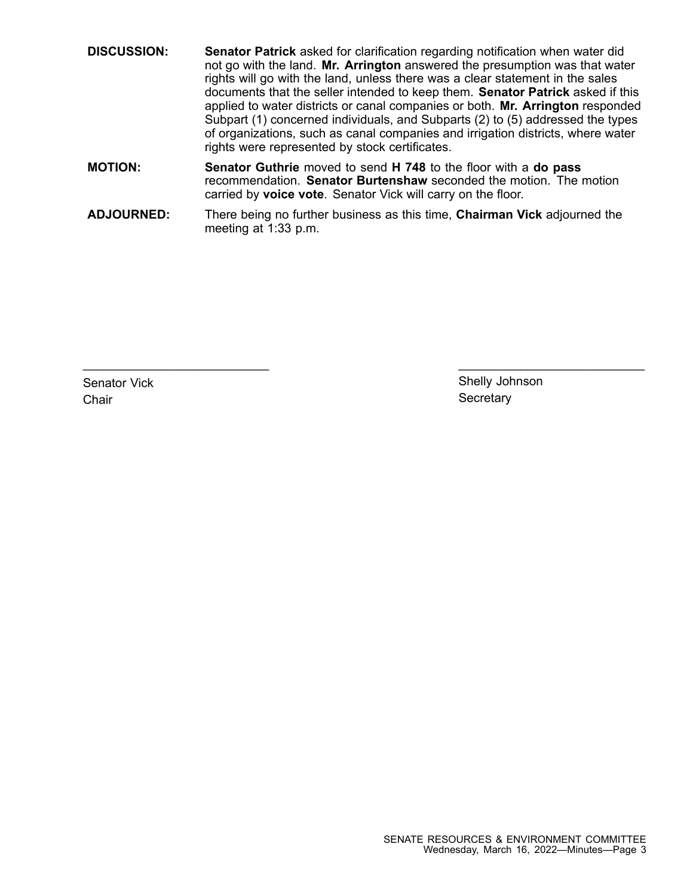**DISCUSSION:** **Senator Patrick** asked for clarification regarding notification when water did not go with the land. **Mr. Arrington** answered the presumption was that water rights will go with the land, unless there was a clear statement in the sales documents that the seller intended to keep them. **Senator Patrick** asked if this applied to water districts or canal companies or both. **Mr. Arrington** responded Subpart (1) concerned individuals, and Subparts (2) to (5) addressed the types of organizations, such as canal companies and irrigation districts, where water rights were represented by stock certificates.

**MOTION:** **Senator Guthrie** moved to send **H 748** to the floor with a **do pass** recommendation. **Senator Burtenshaw** seconded the motion. The motion carried by **voice vote**. Senator Vick will carry on the floor.

**ADJOURNED:** There being no further business as this time, **Chairman Vick** adjourned the meeting at 1:33 p.m.

___________________________

Senator Vick
Chair

___________________________

Shelly Johnson
Secretary